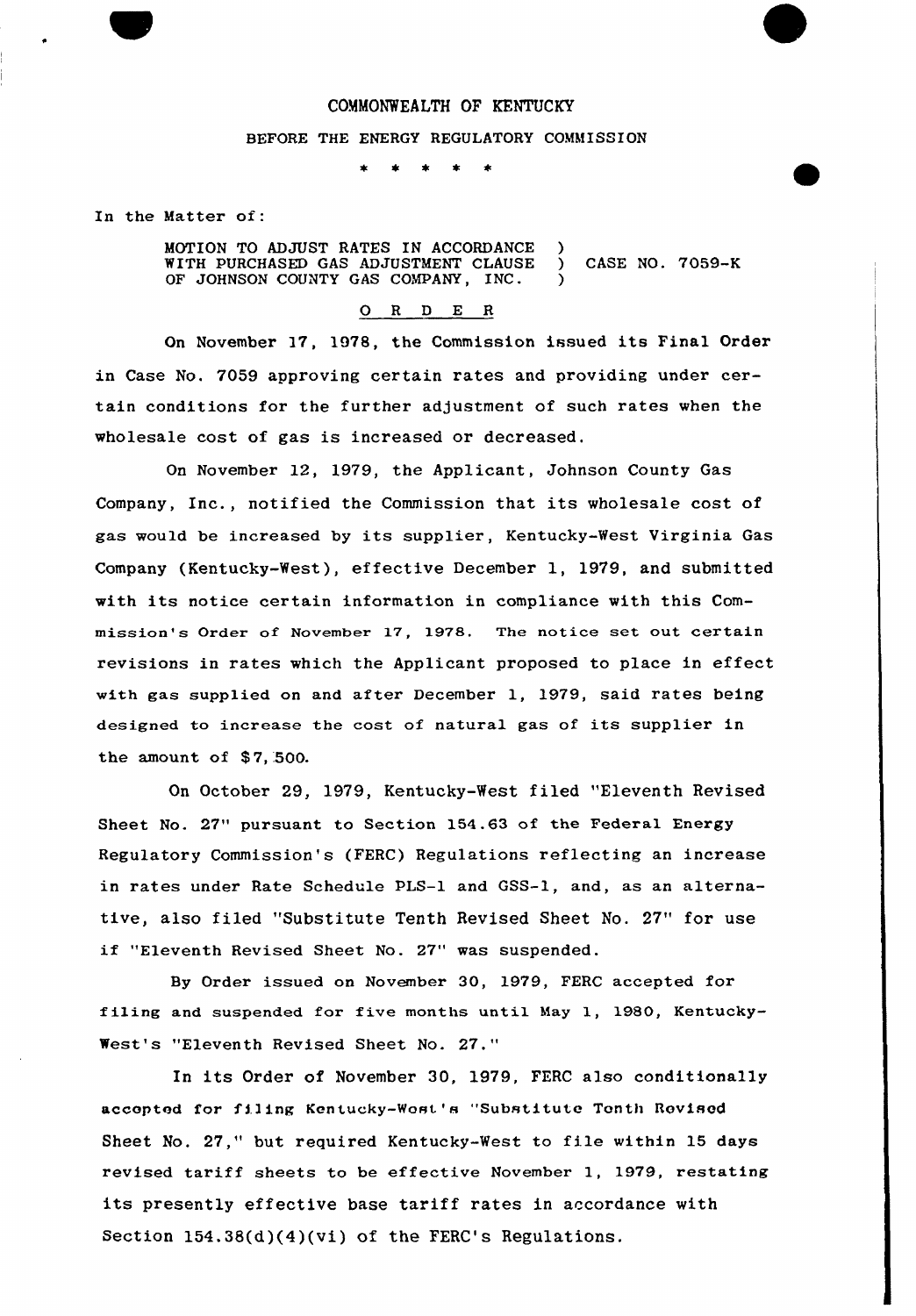COMMONWEALTH OF KENTUCKY

BEFORE THE ENERGY REGULATORY COMMISSION

\* \* \* \* \*

In the Matter of:

| | | |
|---|---|---|
| MOTION TO ADJUST RATES IN ACCORDANCE WITH PURCHASED GAS ADJUSTMENT CLAUSE OF JOHNSON COUNTY GAS COMPANY, INC. | ) ) ) | CASE NO. 7059-K |

O R D E R

On November 17, 1978, the Commission issued its Final Order in Case No. 7059 approving certain rates and providing under certain conditions for the further adjustment of such rates when the wholesale cost of gas is increased or decreased.

On November 12, 1979, the Applicant, Johnson County Gas Company, Inc., notified the Commission that its wholesale cost of gas would be increased by its supplier, Kentucky-West Virginia Gas Company (Kentucky-West), effective December 1, 1979, and submitted with its notice certain information in compliance with this Commission's Order of November 17, 1978. The notice set out certain revisions in rates which the Applicant proposed to place in effect with gas supplied on and after December 1, 1979, said rates being designed to increase the cost of natural gas of its supplier in the amount of $7,500.

On October 29, 1979, Kentucky-West filed "Eleventh Revised Sheet No. 27" pursuant to Section 154.63 of the Federal Energy Regulatory Commission's (FERC) Regulations reflecting an increase in rates under Rate Schedule PLS-1 and GSS-1, and, as an alternative, also filed "Substitute Tenth Revised Sheet No. 27" for use if "Eleventh Revised Sheet No. 27" was suspended.

By Order issued on November 30, 1979, FERC accepted for filing and suspended for five months until May 1, 1980, Kentucky-West's "Eleventh Revised Sheet No. 27."

In its Order of November 30, 1979, FERC also conditionally accepted for filing Kentucky-West's "Substitute Tenth Revised Sheet No. 27," but required Kentucky-West to file within 15 days revised tariff sheets to be effective November 1, 1979, restating its presently effective base tariff rates in accordance with Section 154.38(d)(4)(vi) of the FERC's Regulations.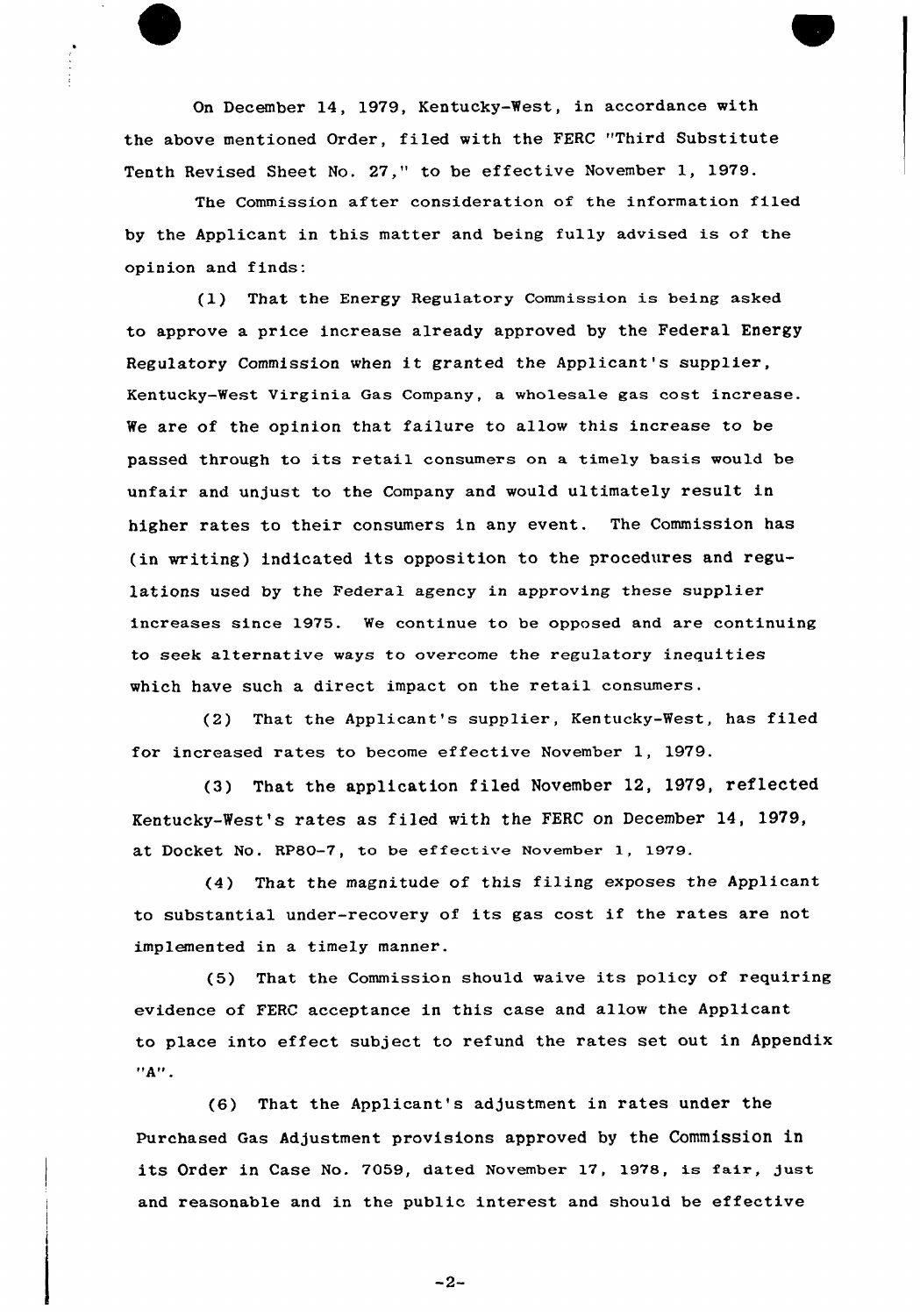On December 14, 1979, Kentucky-West, in accordance with the above mentioned Order, filed with the FERC "Third Substitute Tenth Revised Sheet No. 27," to be effective November 1, 1979.

The Commission after consideration of the information filed by the Applicant in this matter and being fully advised is of the opinion and finds:

(1) That the Energy Regulatory Commission is being asked to approve a price increase already approved by the Federal Energy Regulatory Commission when it granted the Applicant's supplier, Kentucky-West Virginia Gas Company, a wholesale gas cost increase. We are of the opinion that failure to allow this increase to be passed through to its retail consumers on a timely basis would be unfair and unjust to the Company and would ultimately result in higher rates to their consumers in any event. The Commission has (in writing) indicated its opposition to the procedures and regulations used by the Federal agency in approving these supplier increases since 1975. We continue to be opposed and are continuing to seek alternative ways to overcome the regulatory inequities which have such a direct impact on the retail consumers.

(2) That the Applicant's supplier, Kentucky-West, has filed for increased rates to become effective November 1, 1979.

(3) That the application filed November 12, 1979, reflected Kentucky-West's rates as filed with the FERC on December 14, 1979, at Docket No. RP80-7, to be effective November 1, 1979.

(4) That the magnitude of this filing exposes the Applicant to substantial under-recovery of its gas cost if the rates are not implemented in a timely manner.

(5) That the Commission should waive its policy of requiring evidence of FERC acceptance in this case and allow the Applicant to place into effect subject to refund the rates set out in Appendix "A".

(6) That the Applicant's adjustment in rates under the Purchased Gas Adjustment provisions approved by the Commission in its Order in Case No. 7059, dated November 17, 1978, is fair, just and reasonable and in the public interest and should be effective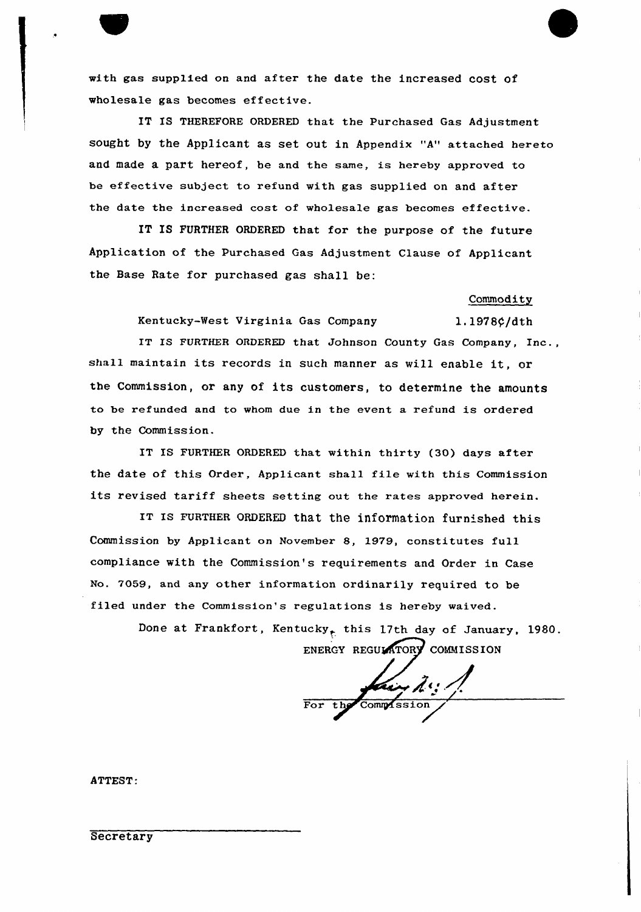with gas supplied on and after the date the increased cost of wholesale gas becomes effective.

IT IS THEREFORE ORDERED that the Purchased Gas Adjustment sought by the Applicant as set out in Appendix "A" attached hereto and made a part hereof, be and the same, is hereby approved to be effective subject to refund with gas supplied on and after the date the increased cost of wholesale gas becomes effective.

IT IS FURTHER ORDERED that for the purpose of the future Application of the Purchased Gas Adjustment Clause of Applicant the Base Rate for purchased gas shall be:

| | Commodity |
|---|---|
| Kentucky-West Virginia Gas Company | 1.1978¢/dth |

IT IS FURTHER ORDERED that Johnson County Gas Company, Inc., shall maintain its records in such manner as will enable it, or the Commission, or any of its customers, to determine the amounts to be refunded and to whom due in the event a refund is ordered by the Commission.

IT IS FURTHER ORDERED that within thirty (30) days after the date of this Order, Applicant shall file with this Commission its revised tariff sheets setting out the rates approved herein.

IT IS FURTHER ORDERED that the information furnished this Commission by Applicant on November 8, 1979, constitutes full compliance with the Commission's requirements and Order in Case No. 7059, and any other information ordinarily required to be filed under the Commission's regulations is hereby waived.

Done at Frankfort, Kentucky, this 17th day of January, 1980.

ENERGY REGULATORY COMMISSION

For the Commission

ATTEST:

Secretary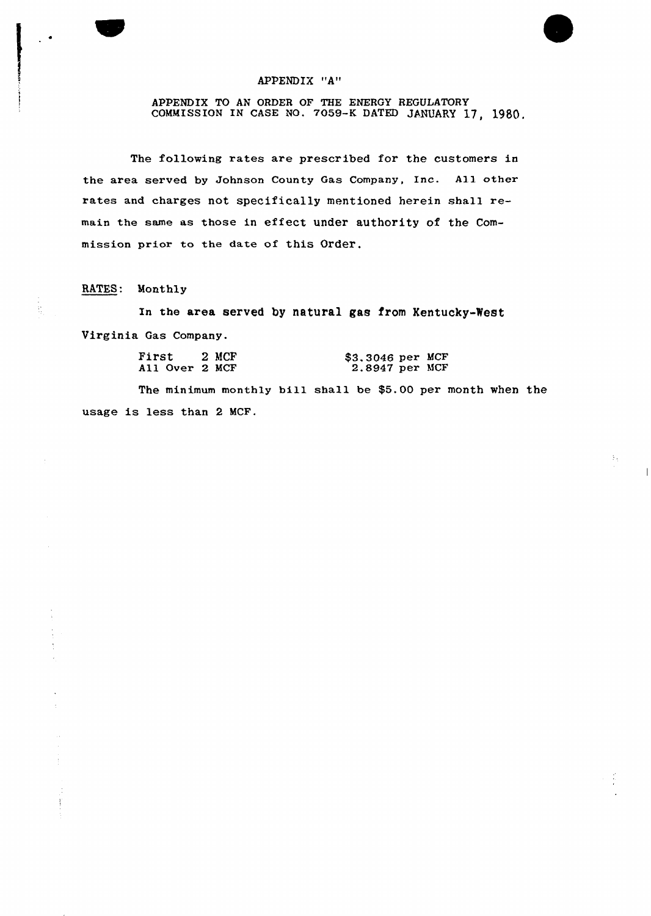# APPENDIX "A"

APPENDIX TO AN ORDER OF THE ENERGY REGULATORY COMMISSION IN CASE NO. 7059-K DATED JANUARY 17, 1980.

The following rates are prescribed for the customers in the area served by Johnson County Gas Company, Inc. All other rates and charges not specifically mentioned herein shall remain the same as those in effect under authority of the Commission prior to the date of this Order.

RATES: Monthly

In the area served by natural gas from Kentucky-West Virginia Gas Company.

| | |
|---|---|
| First 2 MCF | $3.3046 per MCF |
| All Over 2 MCF | 2.8947 per MCF |

The minimum monthly bill shall be $5.00 per month when the usage is less than 2 MCF.